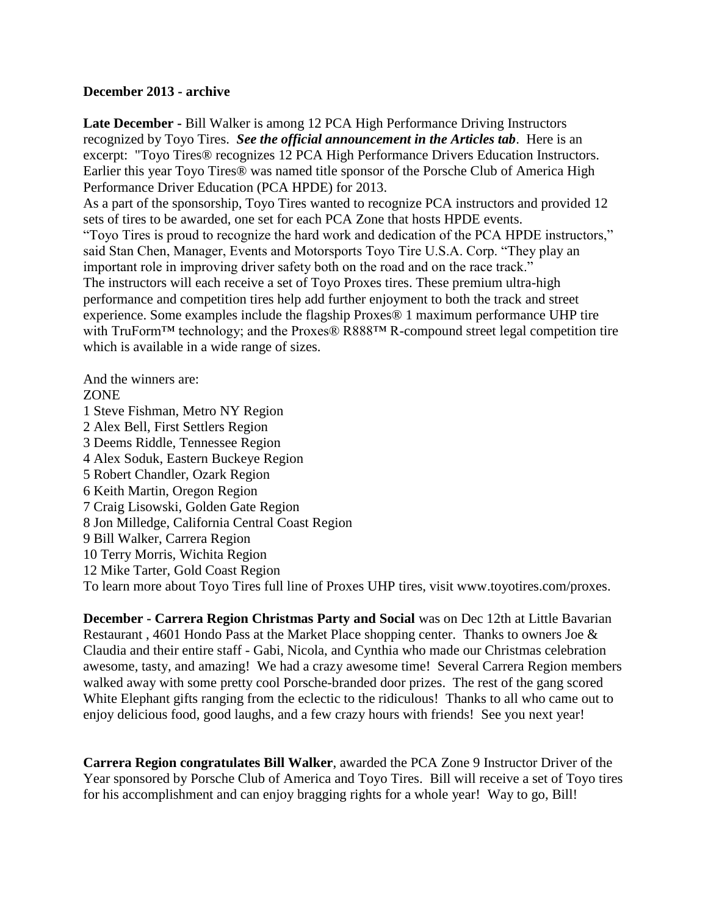**December 2013 - archive**

**Late December -** Bill Walker is among 12 PCA High Performance Driving Instructors recognized by Toyo Tires. ***See the official announcement in the Articles tab***. Here is an excerpt: "Toyo Tires® recognizes 12 PCA High Performance Drivers Education Instructors. Earlier this year Toyo Tires® was named title sponsor of the Porsche Club of America High Performance Driver Education (PCA HPDE) for 2013.

As a part of the sponsorship, Toyo Tires wanted to recognize PCA instructors and provided 12 sets of tires to be awarded, one set for each PCA Zone that hosts HPDE events.

"Toyo Tires is proud to recognize the hard work and dedication of the PCA HPDE instructors," said Stan Chen, Manager, Events and Motorsports Toyo Tire U.S.A. Corp. "They play an important role in improving driver safety both on the road and on the race track."

The instructors will each receive a set of Toyo Proxes tires. These premium ultra-high performance and competition tires help add further enjoyment to both the track and street experience. Some examples include the flagship Proxes® 1 maximum performance UHP tire with TruForm™ technology; and the Proxes® R888™ R-compound street legal competition tire which is available in a wide range of sizes.

And the winners are:

ZONE

1 Steve Fishman, Metro NY Region
2 Alex Bell, First Settlers Region
3 Deems Riddle, Tennessee Region
4 Alex Soduk, Eastern Buckeye Region
5 Robert Chandler, Ozark Region
6 Keith Martin, Oregon Region
7 Craig Lisowski, Golden Gate Region
8 Jon Milledge, California Central Coast Region
9 Bill Walker, Carrera Region
10 Terry Morris, Wichita Region
12 Mike Tarter, Gold Coast Region

To learn more about Toyo Tires full line of Proxes UHP tires, visit www.toyotires.com/proxes.

**December - Carrera Region Christmas Party and Social** was on Dec 12th at Little Bavarian Restaurant , 4601 Hondo Pass at the Market Place shopping center. Thanks to owners Joe & Claudia and their entire staff - Gabi, Nicola, and Cynthia who made our Christmas celebration awesome, tasty, and amazing! We had a crazy awesome time! Several Carrera Region members walked away with some pretty cool Porsche-branded door prizes. The rest of the gang scored White Elephant gifts ranging from the eclectic to the ridiculous! Thanks to all who came out to enjoy delicious food, good laughs, and a few crazy hours with friends! See you next year!

**Carrera Region congratulates Bill Walker**, awarded the PCA Zone 9 Instructor Driver of the Year sponsored by Porsche Club of America and Toyo Tires. Bill will receive a set of Toyo tires for his accomplishment and can enjoy bragging rights for a whole year! Way to go, Bill!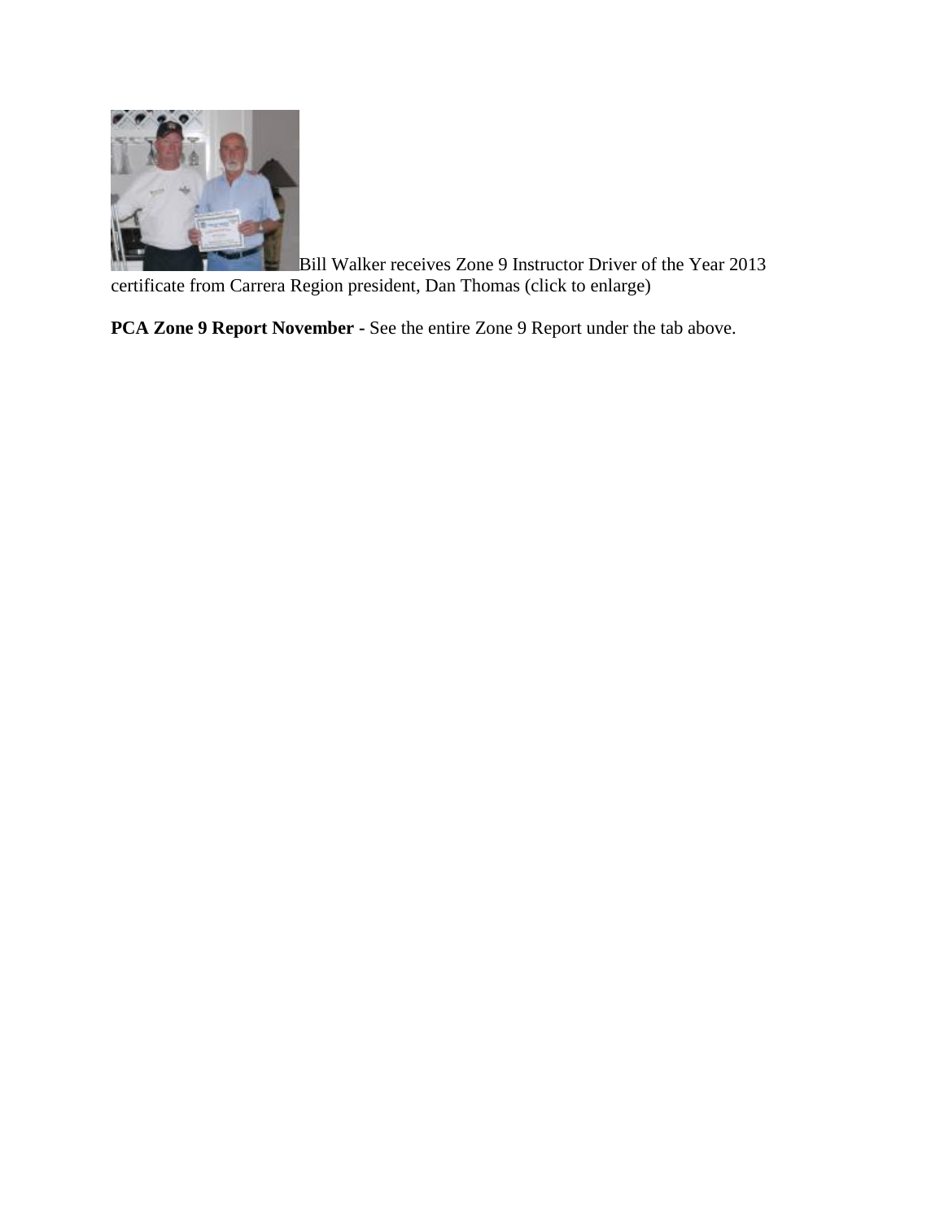Bill Walker receives Zone 9 Instructor Driver of the Year 2013 certificate from Carrera Region president, Dan Thomas (click to enlarge)

**PCA Zone 9 Report November** - See the entire Zone 9 Report under the tab above.